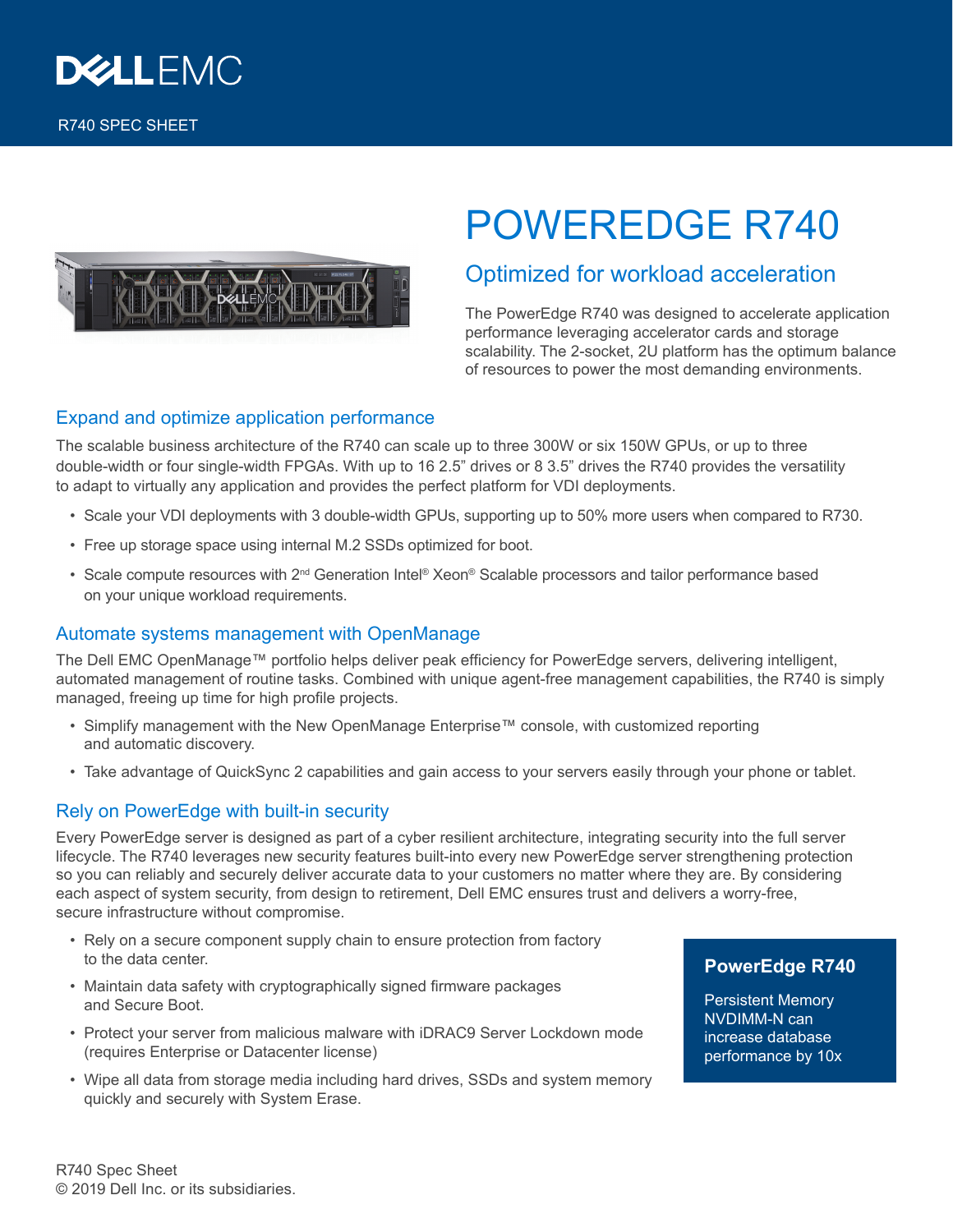DELL EMC

R740 SPEC SHEET

# POWEREDGE R740

## Optimized for workload acceleration

The PowerEdge R740 was designed to accelerate application performance leveraging accelerator cards and storage scalability. The 2-socket, 2U platform has the optimum balance of resources to power the most demanding environments.

## Expand and optimize application performance

The scalable business architecture of the R740 can scale up to three 300W or six 150W GPUs, or up to three double-width or four single-width FPGAs. With up to 16 2.5" drives or 8 3.5" drives the R740 provides the versatility to adapt to virtually any application and provides the perfect platform for VDI deployments.

- Scale your VDI deployments with 3 double-width GPUs, supporting up to 50% more users when compared to R730.
- Free up storage space using internal M.2 SSDs optimized for boot.
- Scale compute resources with 2nd Generation Intel® Xeon® Scalable processors and tailor performance based on your unique workload requirements.

## Automate systems management with OpenManage

The Dell EMC OpenManage™ portfolio helps deliver peak efficiency for PowerEdge servers, delivering intelligent, automated management of routine tasks. Combined with unique agent-free management capabilities, the R740 is simply managed, freeing up time for high profile projects.

- Simplify management with the New OpenManage Enterprise™ console, with customized reporting and automatic discovery.
- Take advantage of QuickSync 2 capabilities and gain access to your servers easily through your phone or tablet.

## Rely on PowerEdge with built-in security

Every PowerEdge server is designed as part of a cyber resilient architecture, integrating security into the full server lifecycle. The R740 leverages new security features built-into every new PowerEdge server strengthening protection so you can reliably and securely deliver accurate data to your customers no matter where they are. By considering each aspect of system security, from design to retirement, Dell EMC ensures trust and delivers a worry-free, secure infrastructure without compromise.

- Rely on a secure component supply chain to ensure protection from factory to the data center.
- Maintain data safety with cryptographically signed firmware packages and Secure Boot.
- Protect your server from malicious malware with iDRAC9 Server Lockdown mode (requires Enterprise or Datacenter license)
- Wipe all data from storage media including hard drives, SSDs and system memory quickly and securely with System Erase.

**PowerEdge R740**

Persistent Memory NVDIMM-N can increase database performance by 10x

R740 Spec Sheet
© 2019 Dell Inc. or its subsidiaries.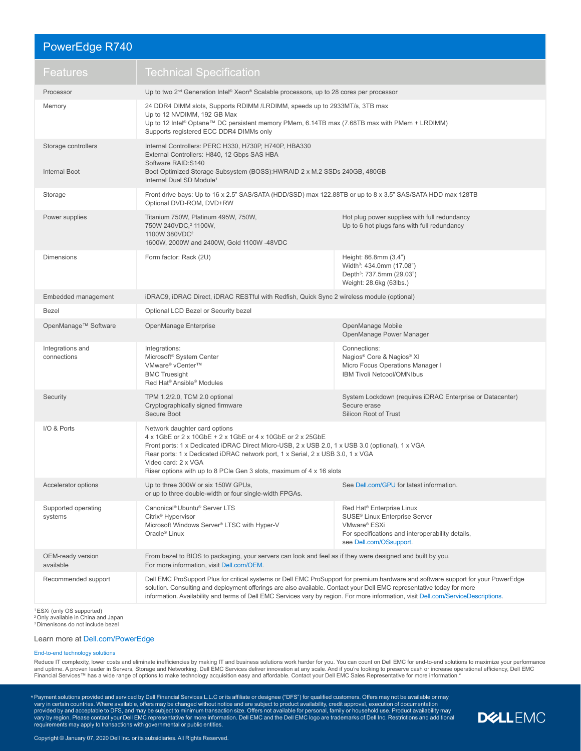# PowerEdge R740

| Features | Technical Specification | |
|---|---|---|
| Processor | Up to two 2nd Generation Intel® Xeon® Scalable processors, up to 28 cores per processor | |
| Memory | 24 DDR4 DIMM slots, Supports RDIMM /LRDIMM, speeds up to 2933MT/s, 3TB max<br>Up to 12 NVDIMM, 192 GB Max<br>Up to 12 Intel® Optane™ DC persistent memory PMem, 6.14TB max (7.68TB max with PMem + LRDIMM)<br>Supports registered ECC DDR4 DIMMs only | |
| Storage controllers<br><br>Internal Boot | Internal Controllers: PERC H330, H730P, H740P, HBA330<br>External Controllers: H840, 12 Gbps SAS HBA<br>Software RAID:S140<br>Boot Optimized Storage Subsystem (BOSS):HWRAID 2 x M.2 SSDs 240GB, 480GB<br>Internal Dual SD Module[1] | |
| Storage | Front drive bays: Up to 16 x 2.5" SAS/SATA (HDD/SSD) max 122.88TB or up to 8 x 3.5" SAS/SATA HDD max 128TB<br>Optional DVD-ROM, DVD+RW | |
| Power supplies | Titanium 750W, Platinum 495W, 750W,<br>750W 240VDC,[2] 1100W,<br>1100W 380VDC[2]<br>1600W, 2000W and 2400W, Gold 1100W -48VDC | Hot plug power supplies with full redundancy<br>Up to 6 hot plugs fans with full redundancy |
| Dimensions | Form factor: Rack (2U) | Height: 86.8mm (3.4")<br>Width[3]: 434.0mm (17.08")<br>Depth[3]: 737.5mm (29.03")<br>Weight: 28.6kg (63lbs.) |
| Embedded management | iDRAC9, iDRAC Direct, iDRAC RESTful with Redfish, Quick Sync 2 wireless module (optional) | |
| Bezel | Optional LCD Bezel or Security bezel | |
| OpenManage™ Software | OpenManage Enterprise | OpenManage Mobile<br>OpenManage Power Manager |
| Integrations and connections | Integrations:<br>Microsoft® System Center<br>VMware® vCenter™<br>BMC Truesight<br>Red Hat® Ansible® Modules | Connections:<br>Nagios® Core & Nagios® XI<br>Micro Focus Operations Manager I<br>IBM Tivoli Netcool/OMNIbus |
| Security | TPM 1.2/2.0, TCM 2.0 optional<br>Cryptographically signed firmware<br>Secure Boot | System Lockdown (requires iDRAC Enterprise or Datacenter)<br>Secure erase<br>Silicon Root of Trust |
| I/O & Ports | Network daughter card options<br>4 x 1GbE or 2 x 10GbE + 2 x 1GbE or 4 x 10GbE or 2 x 25GbE<br>Front ports: 1 x Dedicated iDRAC Direct Micro-USB, 2 x USB 2.0, 1 x USB 3.0 (optional), 1 x VGA<br>Rear ports: 1 x Dedicated iDRAC network port, 1 x Serial, 2 x USB 3.0, 1 x VGA<br>Video card: 2 x VGA<br>Riser options with up to 8 PCIe Gen 3 slots, maximum of 4 x 16 slots | |
| Accelerator options | Up to three 300W or six 150W GPUs,<br>or up to three double-width or four single-width FPGAs. | See Dell.com/GPU for latest information. |
| Supported operating systems | Canonical® Ubuntu® Server LTS<br>Citrix® Hypervisor<br>Microsoft Windows Server® LTSC with Hyper-V<br>Oracle® Linux | Red Hat® Enterprise Linux<br>SUSE® Linux Enterprise Server<br>VMware® ESXi<br>For specifications and interoperability details, see Dell.com/OSsupport. |
| OEM-ready version available | From bezel to BIOS to packaging, your servers can look and feel as if they were designed and built by you.<br>For more information, visit Dell.com/OEM. | |
| Recommended support | Dell EMC ProSupport Plus for critical systems or Dell EMC ProSupport for premium hardware and software support for your PowerEdge solution. Consulting and deployment offerings are also available. Contact your Dell EMC representative today for more information. Availability and terms of Dell EMC Services vary by region. For more information, visit Dell.com/ServiceDescriptions. | |

[1] ESXi (only OS supported)
[2] Only available in China and Japan
[3] Dimenisons do not include bezel

Learn more at Dell.com/PowerEdge

End-to-end technology solutions

Reduce IT complexity, lower costs and eliminate inefficiencies by making IT and business solutions work harder for you. You can count on Dell EMC for end-to-end solutions to maximize your performance and uptime. A proven leader in Servers, Storage and Networking, Dell EMC Services deliver innovation at any scale. And if you're looking to preserve cash or increase operational efficiency, Dell EMC Financial Services™ has a wide range of options to make technology acquisition easy and affordable. Contact your Dell EMC Sales Representative for more information.*

* Payment solutions provided and serviced by Dell Financial Services L.L.C or its affiliate or designee ("DFS") for qualified customers. Offers may not be available or may vary in certain countries. Where available, offers may be changed without notice and are subject to product availability, credit approval, execution of documentation provided by and acceptable to DFS, and may be subject to minimum transaction size. Offers not available for personal, family or household use. Product availability may vary by region. Please contact your Dell EMC representative for more information. Dell EMC and the Dell EMC logo are trademarks of Dell Inc. Restrictions and additional requirements may apply to transactions with governmental or public entities.

DELL EMC

Copyright © January 07, 2020 Dell Inc. or its subsidiaries. All Rights Reserved.